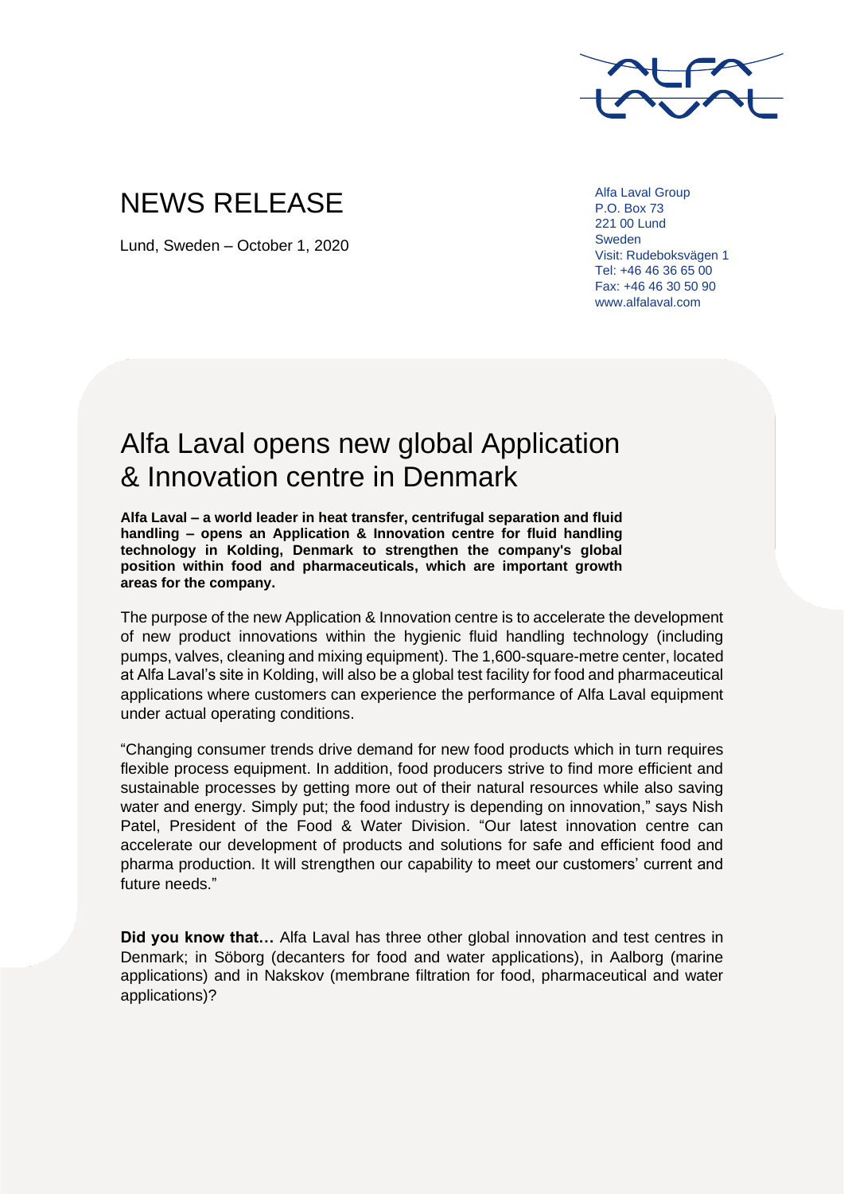# NEWS RELEASE

Lund, Sweden – October 1, 2020

Alfa Laval Group
P.O. Box 73
221 00 Lund
Sweden
Visit: Rudeboksvägen 1
Tel: +46 46 36 65 00
Fax: +46 46 30 50 90
www.alfalaval.com

## Alfa Laval opens new global Application & Innovation centre in Denmark

**Alfa Laval – a world leader in heat transfer, centrifugal separation and fluid handling – opens an Application & Innovation centre for fluid handling technology in Kolding, Denmark to strengthen the company's global position within food and pharmaceuticals, which are important growth areas for the company.**

The purpose of the new Application & Innovation centre is to accelerate the development of new product innovations within the hygienic fluid handling technology (including pumps, valves, cleaning and mixing equipment). The 1,600-square-metre center, located at Alfa Laval's site in Kolding, will also be a global test facility for food and pharmaceutical applications where customers can experience the performance of Alfa Laval equipment under actual operating conditions.

"Changing consumer trends drive demand for new food products which in turn requires flexible process equipment. In addition, food producers strive to find more efficient and sustainable processes by getting more out of their natural resources while also saving water and energy. Simply put; the food industry is depending on innovation," says Nish Patel, President of the Food & Water Division. "Our latest innovation centre can accelerate our development of products and solutions for safe and efficient food and pharma production. It will strengthen our capability to meet our customers' current and future needs."

**Did you know that…** Alfa Laval has three other global innovation and test centres in Denmark; in Söborg (decanters for food and water applications), in Aalborg (marine applications) and in Nakskov (membrane filtration for food, pharmaceutical and water applications)?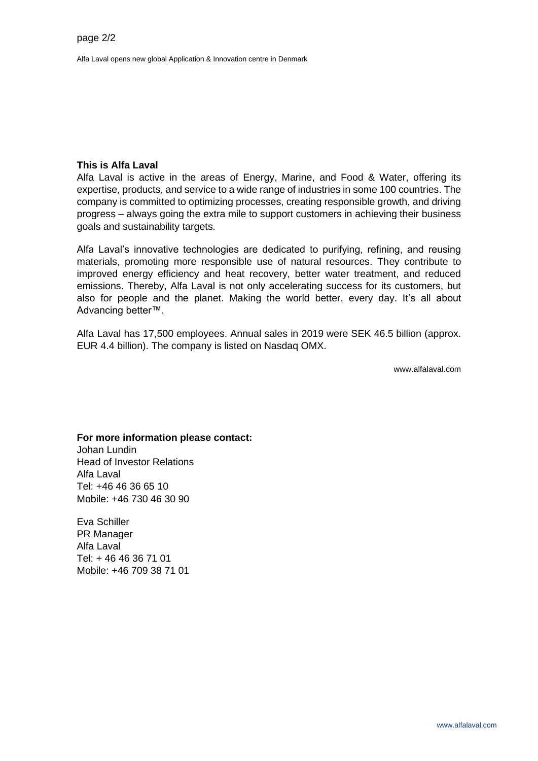**This is Alfa Laval**

Alfa Laval is active in the areas of Energy, Marine, and Food & Water, offering its expertise, products, and service to a wide range of industries in some 100 countries. The company is committed to optimizing processes, creating responsible growth, and driving progress – always going the extra mile to support customers in achieving their business goals and sustainability targets.

Alfa Laval's innovative technologies are dedicated to purifying, refining, and reusing materials, promoting more responsible use of natural resources. They contribute to improved energy efficiency and heat recovery, better water treatment, and reduced emissions. Thereby, Alfa Laval is not only accelerating success for its customers, but also for people and the planet. Making the world better, every day. It's all about Advancing better™.

Alfa Laval has 17,500 employees. Annual sales in 2019 were SEK 46.5 billion (approx. EUR 4.4 billion). The company is listed on Nasdaq OMX.

www.alfalaval.com

**For more information please contact:**

Johan Lundin
Head of Investor Relations
Alfa Laval
Tel: +46 46 36 65 10
Mobile: +46 730 46 30 90

Eva Schiller
PR Manager
Alfa Laval
Tel: + 46 46 36 71 01
Mobile: +46 709 38 71 01